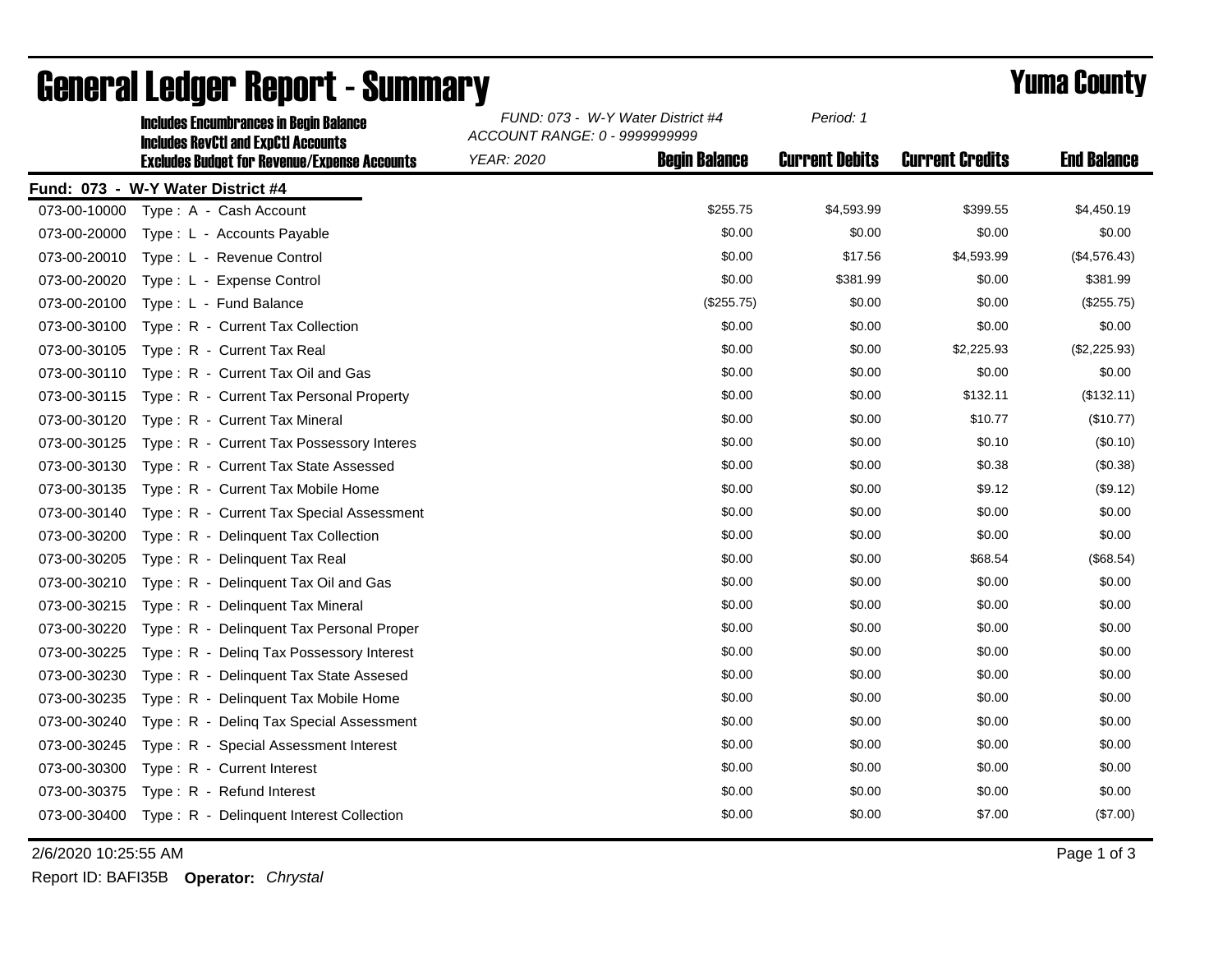# General Ledger Report - Summary

## Yuma County

**Includes Encumbrances in Begin Balance**
**Includes RevCtl and ExpCtl Accounts**
**Excludes Budget for Revenue/Expense Accounts**

*FUND: 073 - W-Y Water District #4*
*ACCOUNT RANGE: 0 - 9999999999*
*YEAR: 2020*
*Period: 1*

**Fund: 073 - W-Y Water District #4**

| Account | Description | Begin Balance | Current Debits | Current Credits | End Balance |
|---|---|---|---|---|---|
| 073-00-10000 | Type : A - Cash Account | $255.75 | $4,593.99 | $399.55 | $4,450.19 |
| 073-00-20000 | Type : L - Accounts Payable | $0.00 | $0.00 | $0.00 | $0.00 |
| 073-00-20010 | Type : L - Revenue Control | $0.00 | $17.56 | $4,593.99 | ($4,576.43) |
| 073-00-20020 | Type : L - Expense Control | $0.00 | $381.99 | $0.00 | $381.99 |
| 073-00-20100 | Type : L - Fund Balance | ($255.75) | $0.00 | $0.00 | ($255.75) |
| 073-00-30100 | Type : R - Current Tax Collection | $0.00 | $0.00 | $0.00 | $0.00 |
| 073-00-30105 | Type : R - Current Tax Real | $0.00 | $0.00 | $2,225.93 | ($2,225.93) |
| 073-00-30110 | Type : R - Current Tax Oil and Gas | $0.00 | $0.00 | $0.00 | $0.00 |
| 073-00-30115 | Type : R - Current Tax Personal Property | $0.00 | $0.00 | $132.11 | ($132.11) |
| 073-00-30120 | Type : R - Current Tax Mineral | $0.00 | $0.00 | $10.77 | ($10.77) |
| 073-00-30125 | Type : R - Current Tax Possessory Interes | $0.00 | $0.00 | $0.10 | ($0.10) |
| 073-00-30130 | Type : R - Current Tax State Assessed | $0.00 | $0.00 | $0.38 | ($0.38) |
| 073-00-30135 | Type : R - Current Tax Mobile Home | $0.00 | $0.00 | $9.12 | ($9.12) |
| 073-00-30140 | Type : R - Current Tax Special Assessment | $0.00 | $0.00 | $0.00 | $0.00 |
| 073-00-30200 | Type : R - Delinquent Tax Collection | $0.00 | $0.00 | $0.00 | $0.00 |
| 073-00-30205 | Type : R - Delinquent Tax Real | $0.00 | $0.00 | $68.54 | ($68.54) |
| 073-00-30210 | Type : R - Delinquent Tax Oil and Gas | $0.00 | $0.00 | $0.00 | $0.00 |
| 073-00-30215 | Type : R - Delinquent Tax Mineral | $0.00 | $0.00 | $0.00 | $0.00 |
| 073-00-30220 | Type : R - Delinquent Tax Personal Proper | $0.00 | $0.00 | $0.00 | $0.00 |
| 073-00-30225 | Type : R - Delinq Tax Possessory Interest | $0.00 | $0.00 | $0.00 | $0.00 |
| 073-00-30230 | Type : R - Delinquent Tax State Assesed | $0.00 | $0.00 | $0.00 | $0.00 |
| 073-00-30235 | Type : R - Delinquent Tax Mobile Home | $0.00 | $0.00 | $0.00 | $0.00 |
| 073-00-30240 | Type : R - Delinq Tax Special Assessment | $0.00 | $0.00 | $0.00 | $0.00 |
| 073-00-30245 | Type : R - Special Assessment Interest | $0.00 | $0.00 | $0.00 | $0.00 |
| 073-00-30300 | Type : R - Current Interest | $0.00 | $0.00 | $0.00 | $0.00 |
| 073-00-30375 | Type : R - Refund Interest | $0.00 | $0.00 | $0.00 | $0.00 |
| 073-00-30400 | Type : R - Delinquent Interest Collection | $0.00 | $0.00 | $7.00 | ($7.00) |

2/6/2020 10:25:55 AM

Report ID: BAFI35B **Operator:** *Chrystal*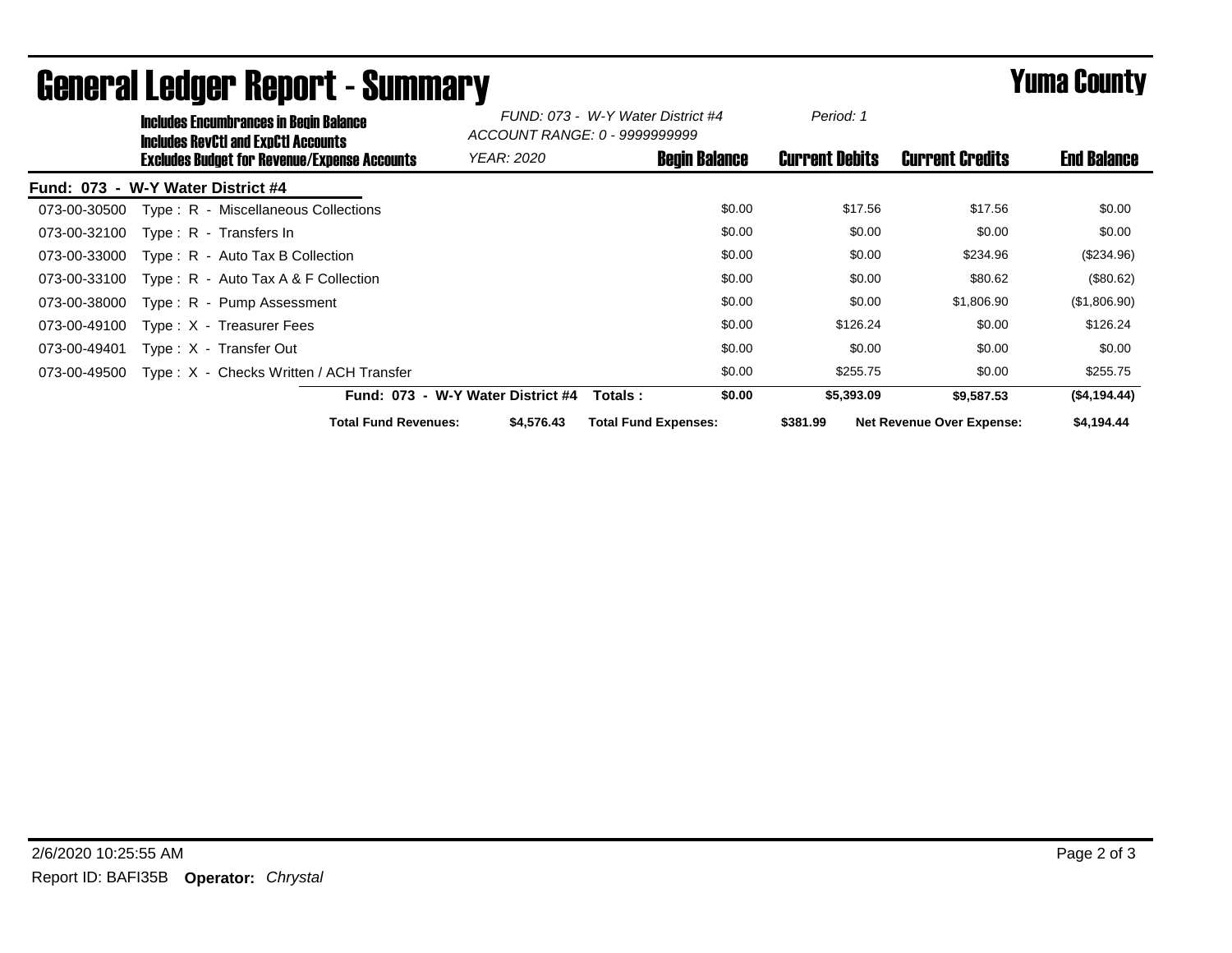# General Ledger Report - Summary

## Yuma County

**Includes Encumbrances in Begin Balance**
**Includes RevCtl and ExpCtl Accounts**
**Excludes Budget for Revenue/Expense Accounts**

*FUND: 073 - W-Y Water District #4*
*ACCOUNT RANGE: 0 - 9999999999*
*YEAR: 2020*
*Period: 1*

**Fund: 073 - W-Y Water District #4**

| Account | Description | Begin Balance | Current Debits | Current Credits | End Balance |
|---|---|---|---|---|---|
| 073-00-30500 | Type : R - Miscellaneous Collections | $0.00 | $17.56 | $17.56 | $0.00 |
| 073-00-32100 | Type : R - Transfers In | $0.00 | $0.00 | $0.00 | $0.00 |
| 073-00-33000 | Type : R - Auto Tax B Collection | $0.00 | $0.00 | $234.96 | ($234.96) |
| 073-00-33100 | Type : R - Auto Tax A & F Collection | $0.00 | $0.00 | $80.62 | ($80.62) |
| 073-00-38000 | Type : R - Pump Assessment | $0.00 | $0.00 | $1,806.90 | ($1,806.90) |
| 073-00-49100 | Type : X - Treasurer Fees | $0.00 | $126.24 | $0.00 | $126.24 |
| 073-00-49401 | Type : X - Transfer Out | $0.00 | $0.00 | $0.00 | $0.00 |
| 073-00-49500 | Type : X - Checks Written / ACH Transfer | $0.00 | $255.75 | $0.00 | $255.75 |
| | **Fund: 073 - W-Y Water District #4 Totals :** | **$0.00** | **$5,393.09** | **$9,587.53** | **($4,194.44)** |

**Total Fund Revenues:** **$4,576.43** **Total Fund Expenses:** **$381.99** **Net Revenue Over Expense:** **$4,194.44**

2/6/2020 10:25:55 AM

Report ID: BAFI35B **Operator:** *Chrystal*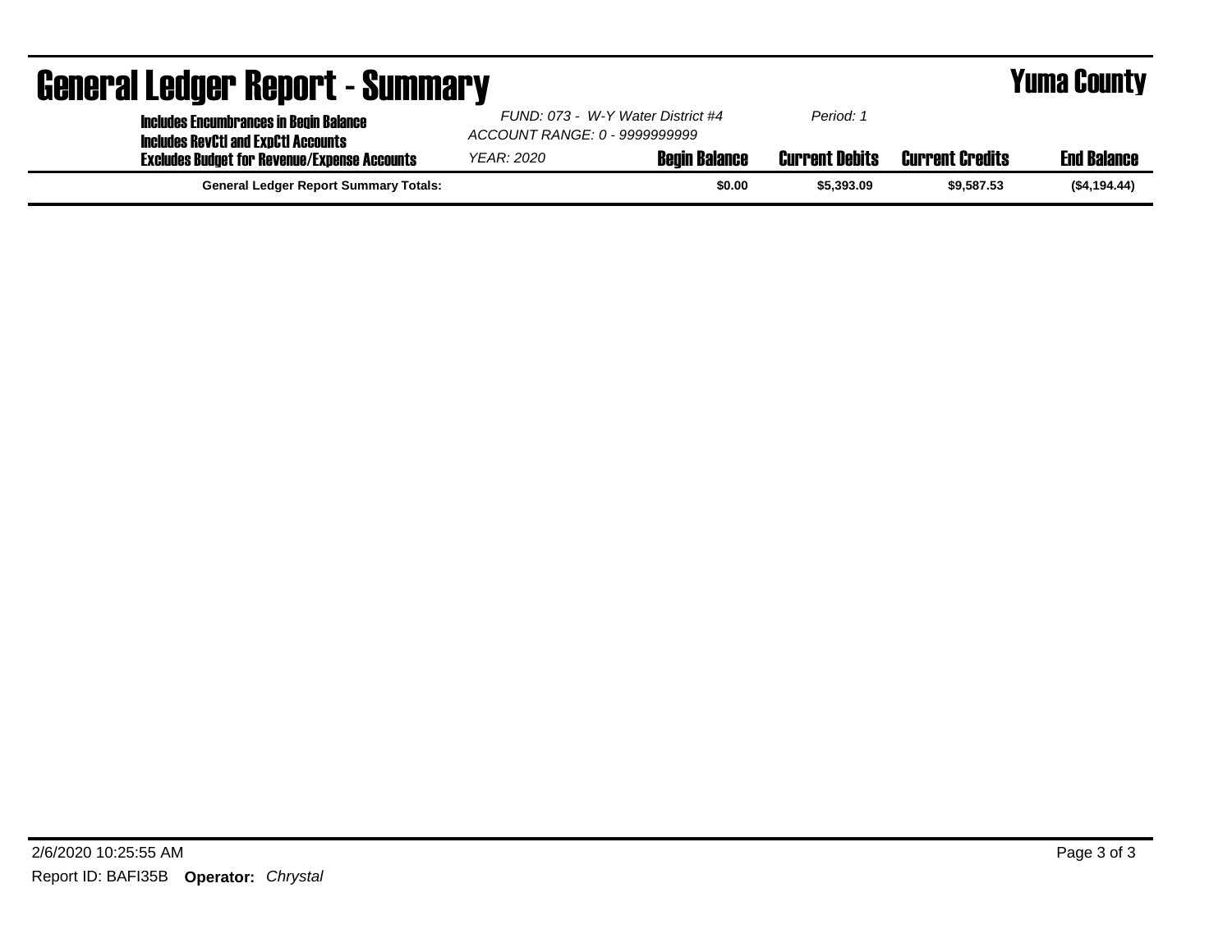# General Ledger Report - Summary

**Yuma County**

Includes Encumbrances in Begin Balance
Includes RevCtl and ExpCtl Accounts
Excludes Budget for Revenue/Expense Accounts

*FUND: 073 - W-Y Water District #4*
*ACCOUNT RANGE: 0 - 9999999999*
*YEAR: 2020*

*Period: 1*

| | Begin Balance | Current Debits | Current Credits | End Balance |
|---|---|---|---|---|
| **General Ledger Report Summary Totals:** | **$0.00** | **$5,393.09** | **$9,587.53** | **($4,194.44)** |

2/6/2020 10:25:55 AM

Report ID: BAFI35B **Operator:** *Chrystal*